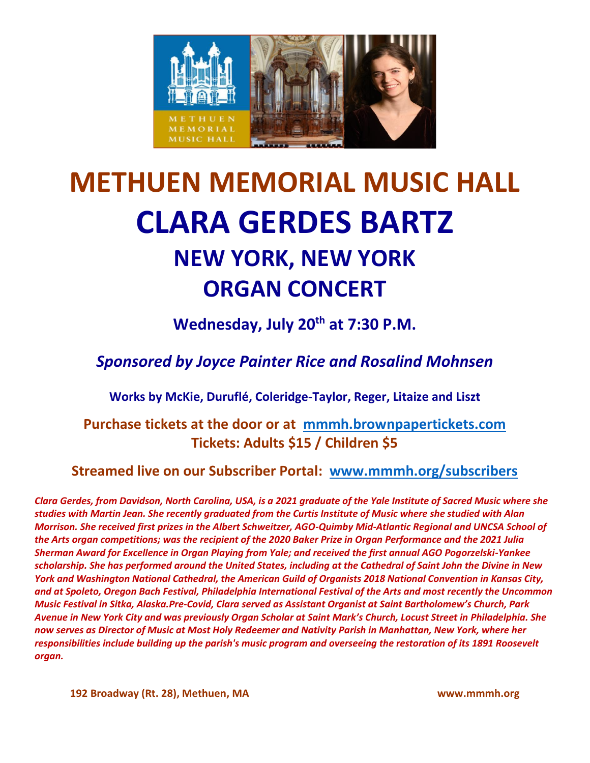# METHUEN MEMORIAL MUSIC HALL

# CLARA GERDES BARTZ

## NEW YORK, NEW YORK

## ORGAN CONCERT

**Wednesday, July 20th at 7:30 P.M.**

*Sponsored by Joyce Painter Rice and Rosalind Mohnsen*

**Works by McKie, Duruflé, Coleridge-Taylor, Reger, Litaize and Liszt**

**Purchase tickets at the door or at mmmh.brownpapertickets.com**
**Tickets: Adults $15 / Children $5**

**Streamed live on our Subscriber Portal: www.mmmh.org/subscribers**

***Clara Gerdes, from Davidson, North Carolina, USA, is a 2021 graduate of the Yale Institute of Sacred Music where she studies with Martin Jean. She recently graduated from the Curtis Institute of Music where she studied with Alan Morrison. She received first prizes in the Albert Schweitzer, AGO-Quimby Mid-Atlantic Regional and UNCSA School of the Arts organ competitions; was the recipient of the 2020 Baker Prize in Organ Performance and the 2021 Julia Sherman Award for Excellence in Organ Playing from Yale; and received the first annual AGO Pogorzelski-Yankee scholarship. She has performed around the United States, including at the Cathedral of Saint John the Divine in New York and Washington National Cathedral, the American Guild of Organists 2018 National Convention in Kansas City, and at Spoleto, Oregon Bach Festival, Philadelphia International Festival of the Arts and most recently the Uncommon Music Festival in Sitka, Alaska.Pre-Covid, Clara served as Assistant Organist at Saint Bartholomew's Church, Park Avenue in New York City and was previously Organ Scholar at Saint Mark's Church, Locust Street in Philadelphia. She now serves as Director of Music at Most Holy Redeemer and Nativity Parish in Manhattan, New York, where her responsibilities include building up the parish's music program and overseeing the restoration of its 1891 Roosevelt organ.***

**192 Broadway (Rt. 28), Methuen, MA** **www.mmmh.org**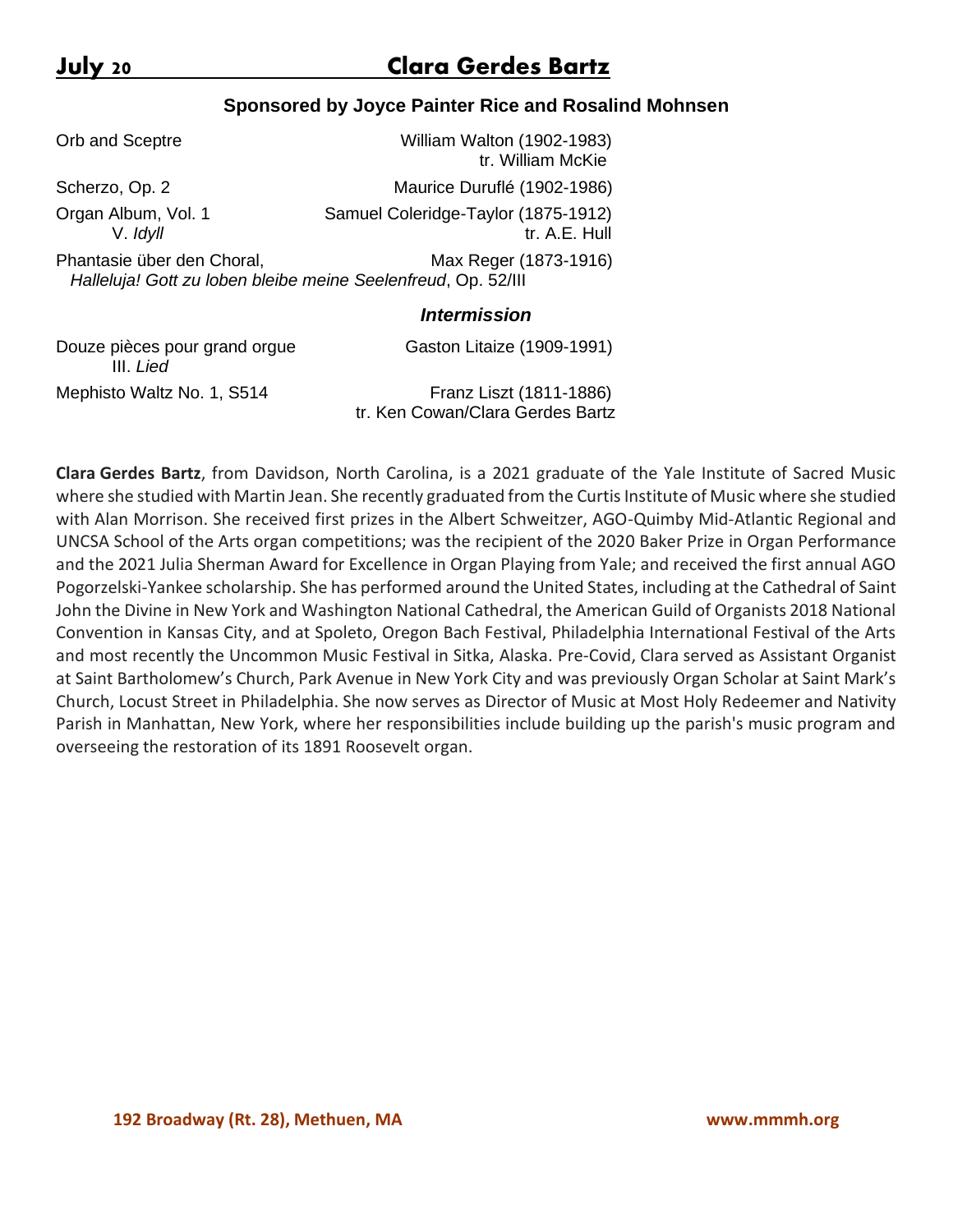## July 20 — Clara Gerdes Bartz

**Sponsored by Joyce Painter Rice and Rosalind Mohnsen**

Orb and Sceptre — William Walton (1902-1983)
tr. William McKie

Scherzo, Op. 2 — Maurice Duruflé (1902-1986)

Organ Album, Vol. 1 — Samuel Coleridge-Taylor (1875-1912)
V. *Idyll* — tr. A.E. Hull

Phantasie über den Choral, — Max Reger (1873-1916)
*Halleluja! Gott zu loben bleibe meine Seelenfreud*, Op. 52/III

***Intermission***

Douze pièces pour grand orgue — Gaston Litaize (1909-1991)
III. *Lied*

Mephisto Waltz No. 1, S514 — Franz Liszt (1811-1886)
tr. Ken Cowan/Clara Gerdes Bartz

**Clara Gerdes Bartz**, from Davidson, North Carolina, is a 2021 graduate of the Yale Institute of Sacred Music where she studied with Martin Jean. She recently graduated from the Curtis Institute of Music where she studied with Alan Morrison. She received first prizes in the Albert Schweitzer, AGO-Quimby Mid-Atlantic Regional and UNCSA School of the Arts organ competitions; was the recipient of the 2020 Baker Prize in Organ Performance and the 2021 Julia Sherman Award for Excellence in Organ Playing from Yale; and received the first annual AGO Pogorzelski-Yankee scholarship. She has performed around the United States, including at the Cathedral of Saint John the Divine in New York and Washington National Cathedral, the American Guild of Organists 2018 National Convention in Kansas City, and at Spoleto, Oregon Bach Festival, Philadelphia International Festival of the Arts and most recently the Uncommon Music Festival in Sitka, Alaska. Pre-Covid, Clara served as Assistant Organist at Saint Bartholomew's Church, Park Avenue in New York City and was previously Organ Scholar at Saint Mark's Church, Locust Street in Philadelphia. She now serves as Director of Music at Most Holy Redeemer and Nativity Parish in Manhattan, New York, where her responsibilities include building up the parish's music program and overseeing the restoration of its 1891 Roosevelt organ.